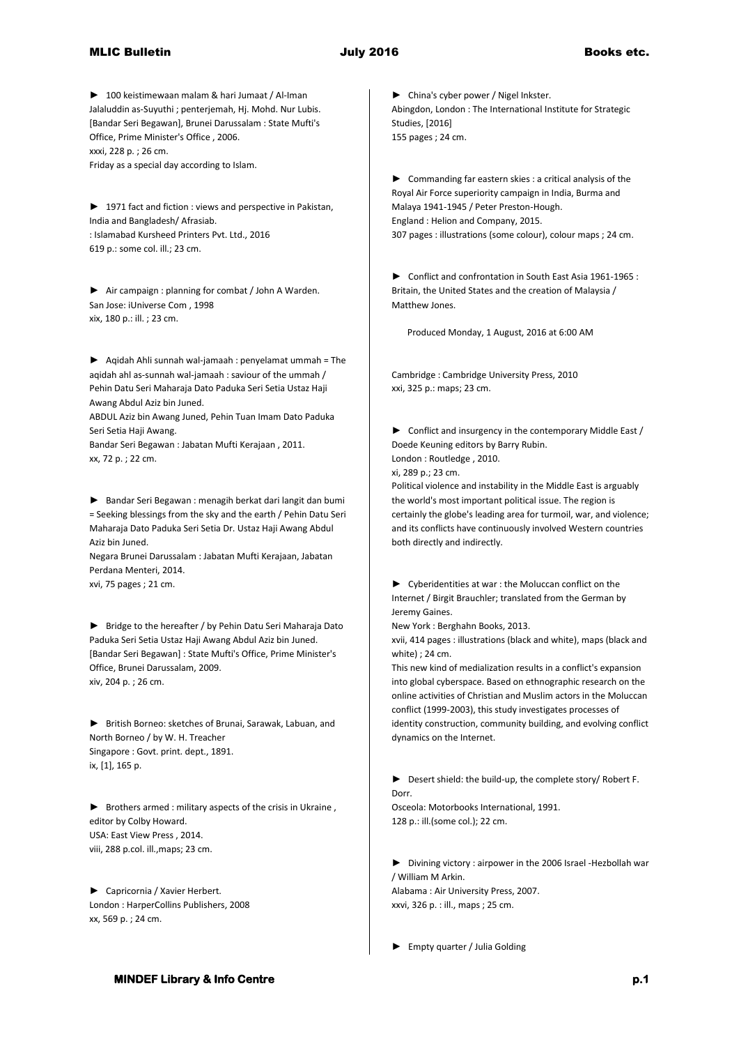► 100 keistimewaan malam & hari Jumaat / Al-Iman Jalaluddin as-Suyuthi ; penterjemah, Hj. Mohd. Nur Lubis.
[Bandar Seri Begawan], Brunei Darussalam : State Mufti's Office, Prime Minister's Office , 2006.
xxxi, 228 p. ; 26 cm.
Friday as a special day according to Islam.

► 1971 fact and fiction : views and perspective in Pakistan, India and Bangladesh/ Afrasiab.
: Islamabad Kursheed Printers Pvt. Ltd., 2016
619 p.: some col. ill.; 23 cm.

► Air campaign : planning for combat / John A Warden.
San Jose: iUniverse Com , 1998
xix, 180 p.: ill. ; 23 cm.

► Aqidah Ahli sunnah wal-jamaah : penyelamat ummah = The aqidah ahl as-sunnah wal-jamaah : saviour of the ummah / Pehin Datu Seri Maharaja Dato Paduka Seri Setia Ustaz Haji Awang Abdul Aziz bin Juned.
ABDUL Aziz bin Awang Juned, Pehin Tuan Imam Dato Paduka Seri Setia Haji Awang.
Bandar Seri Begawan : Jabatan Mufti Kerajaan , 2011.
xx, 72 p. ; 22 cm.

► Bandar Seri Begawan : menagih berkat dari langit dan bumi = Seeking blessings from the sky and the earth / Pehin Datu Seri Maharaja Dato Paduka Seri Setia Dr. Ustaz Haji Awang Abdul Aziz bin Juned.
Negara Brunei Darussalam : Jabatan Mufti Kerajaan, Jabatan Perdana Menteri, 2014.
xvi, 75 pages ; 21 cm.

► Bridge to the hereafter / by Pehin Datu Seri Maharaja Dato Paduka Seri Setia Ustaz Haji Awang Abdul Aziz bin Juned.
[Bandar Seri Begawan] : State Mufti's Office, Prime Minister's Office, Brunei Darussalam, 2009.
xiv, 204 p. ; 26 cm.

► British Borneo: sketches of Brunai, Sarawak, Labuan, and North Borneo / by W. H. Treacher
Singapore : Govt. print. dept., 1891.
ix, [1], 165 p.

► Brothers armed : military aspects of the crisis in Ukraine , editor by Colby Howard.
USA: East View Press , 2014.
viii, 288 p.col. ill.,maps; 23 cm.

► Capricornia / Xavier Herbert.
London : HarperCollins Publishers, 2008
xx, 569 p. ; 24 cm.

► China's cyber power / Nigel Inkster.
Abingdon, London : The International Institute for Strategic Studies, [2016]
155 pages ; 24 cm.

► Commanding far eastern skies : a critical analysis of the Royal Air Force superiority campaign in India, Burma and Malaya 1941-1945 / Peter Preston-Hough.
England : Helion and Company, 2015.
307 pages : illustrations (some colour), colour maps ; 24 cm.

► Conflict and confrontation in South East Asia 1961-1965 : Britain, the United States and the creation of Malaysia / Matthew Jones.

Produced Monday, 1 August, 2016 at 6:00 AM

Cambridge : Cambridge University Press, 2010
xxi, 325 p.: maps; 23 cm.

► Conflict and insurgency in the contemporary Middle East / Doede Keuning editors by Barry Rubin.
London : Routledge , 2010.
xi, 289 p.; 23 cm.
Political violence and instability in the Middle East is arguably the world's most important political issue. The region is certainly the globe's leading area for turmoil, war, and violence; and its conflicts have continuously involved Western countries both directly and indirectly.

► Cyberidentities at war : the Moluccan conflict on the Internet / Birgit Brauchler; translated from the German by Jeremy Gaines.
New York : Berghahn Books, 2013.
xvii, 414 pages : illustrations (black and white), maps (black and white) ; 24 cm.
This new kind of medialization results in a conflict's expansion into global cyberspace. Based on ethnographic research on the online activities of Christian and Muslim actors in the Moluccan conflict (1999-2003), this study investigates processes of identity construction, community building, and evolving conflict dynamics on the Internet.

► Desert shield: the build-up, the complete story/ Robert F. Dorr.
Osceola: Motorbooks International, 1991.
128 p.: ill.(some col.); 22 cm.

► Divining victory : airpower in the 2006 Israel -Hezbollah war / William M Arkin.
Alabama : Air University Press, 2007.
xxvi, 326 p. : ill., maps ; 25 cm.

► Empty quarter / Julia Golding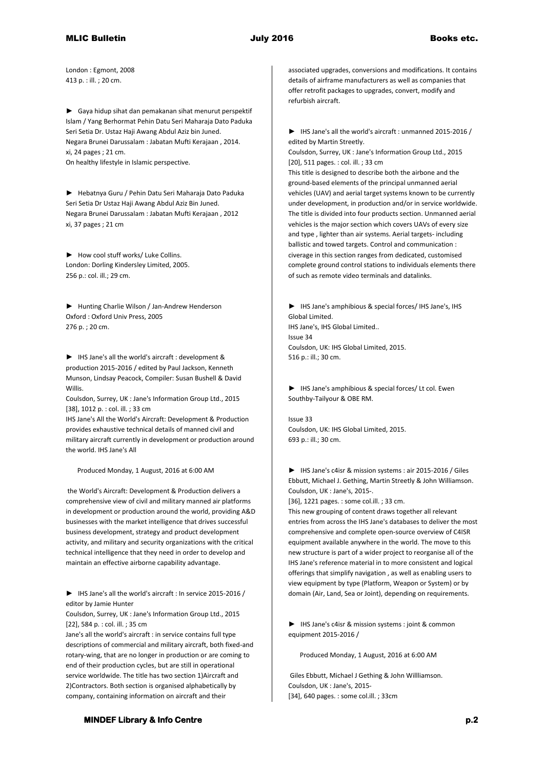London : Egmont, 2008
413 p. : ill. ; 20 cm.

► Gaya hidup sihat dan pemakanan sihat menurut perspektif Islam / Yang Berhormat Pehin Datu Seri Maharaja Dato Paduka Seri Setia Dr. Ustaz Haji Awang Abdul Aziz bin Juned.
Negara Brunei Darussalam : Jabatan Mufti Kerajaan , 2014.
xi, 24 pages ; 21 cm.
On healthy lifestyle in Islamic perspective.

► Hebatnya Guru / Pehin Datu Seri Maharaja Dato Paduka Seri Setia Dr Ustaz Haji Awang Abdul Aziz Bin Juned.
Negara Brunei Darussalam : Jabatan Mufti Kerajaan , 2012
xi, 37 pages ; 21 cm

► How cool stuff works/ Luke Collins.
London: Dorling Kindersley Limited, 2005.
256 p.: col. ill.; 29 cm.

► Hunting Charlie Wilson / Jan-Andrew Henderson
Oxford : Oxford Univ Press, 2005
276 p. ; 20 cm.

► IHS Jane's all the world's aircraft : development & production 2015-2016 / edited by Paul Jackson, Kenneth Munson, Lindsay Peacock, Compiler: Susan Bushell & David Willis.
Coulsdon, Surrey, UK : Jane's Information Group Ltd., 2015
[38], 1012 p. : col. ill. ; 33 cm
IHS Jane's All the World's Aircraft: Development & Production provides exhaustive technical details of manned civil and military aircraft currently in development or production around the world. IHS Jane's All the World's Aircraft: Development & Production delivers a comprehensive view of civil and military manned air platforms in development or production around the world, providing A&D businesses with the market intelligence that drives successful business development, strategy and product development activity, and military and security organizations with the critical technical intelligence that they need in order to develop and maintain an effective airborne capability advantage.

► IHS Jane's all the world's aircraft : In service 2015-2016 / editor by Jamie Hunter
Coulsdon, Surrey, UK : Jane's Information Group Ltd., 2015
[22], 584 p. : col. ill. ; 35 cm
Jane's all the world's aircraft : in service contains full type descriptions of commercial and military aircraft, both fixed-and rotary-wing, that are no longer in production or are coming to end of their production cycles, but are still in operational service worldwide. The title has two section 1)Aircraft and 2)Contractors. Both section is organised alphabetically by company, containing information on aircraft and their associated upgrades, conversions and modifications. It contains details of airframe manufacturers as well as companies that offer retrofit packages to upgrades, convert, modify and refurbish aircraft.

► IHS Jane's all the world's aircraft : unmanned 2015-2016 / edited by Martin Streetly.
Coulsdon, Surrey, UK : Jane's Information Group Ltd., 2015
[20], 511 pages. : col. ill. ; 33 cm
This title is designed to describe both the airbone and the ground-based elements of the principal unmanned aerial vehicles (UAV) and aerial target systems known to be currently under development, in production and/or in service worldwide. The title is divided into four products section. Unmanned aerial vehicles is the major section which covers UAVs of every size and type , lighter than air systems. Aerial targets- including ballistic and towed targets. Control and communication : civerage in this section ranges from dedicated, customised complete ground control stations to individuals elements there of such as remote video terminals and datalinks.

► IHS Jane's amphibious & special forces/ IHS Jane's, IHS Global Limited.
IHS Jane's, IHS Global Limited..
Issue 34
Coulsdon, UK: IHS Global Limited, 2015.
516 p.: ill.; 30 cm.

► IHS Jane's amphibious & special forces/ Lt col. Ewen Southby-Tailyour & OBE RM.

Issue 33
Coulsdon, UK: IHS Global Limited, 2015.
693 p.: ill.; 30 cm.

► IHS Jane's c4isr & mission systems : air 2015-2016 / Giles Ebbutt, Michael J. Gething, Martin Streetly & John Williamson.
Coulsdon, UK : Jane's, 2015-.
[36], 1221 pages. : some col.ill. ; 33 cm.
This new grouping of content draws together all relevant entries from across the IHS Jane's databases to deliver the most comprehensive and complete open-source overview of C4ISR equipment available anywhere in the world. The move to this new structure is part of a wider project to reorganise all of the IHS Jane's reference material in to more consistent and logical offerings that simplify navigation , as well as enabling users to view equipment by type (Platform, Weapon or System) or by domain (Air, Land, Sea or Joint), depending on requirements.

► IHS Jane's c4isr & mission systems : joint & common equipment 2015-2016 / Giles Ebbutt, Michael J Gething & John Willliamson.
Coulsdon, UK : Jane's, 2015-
[34], 640 pages. : some col.ill. ; 33cm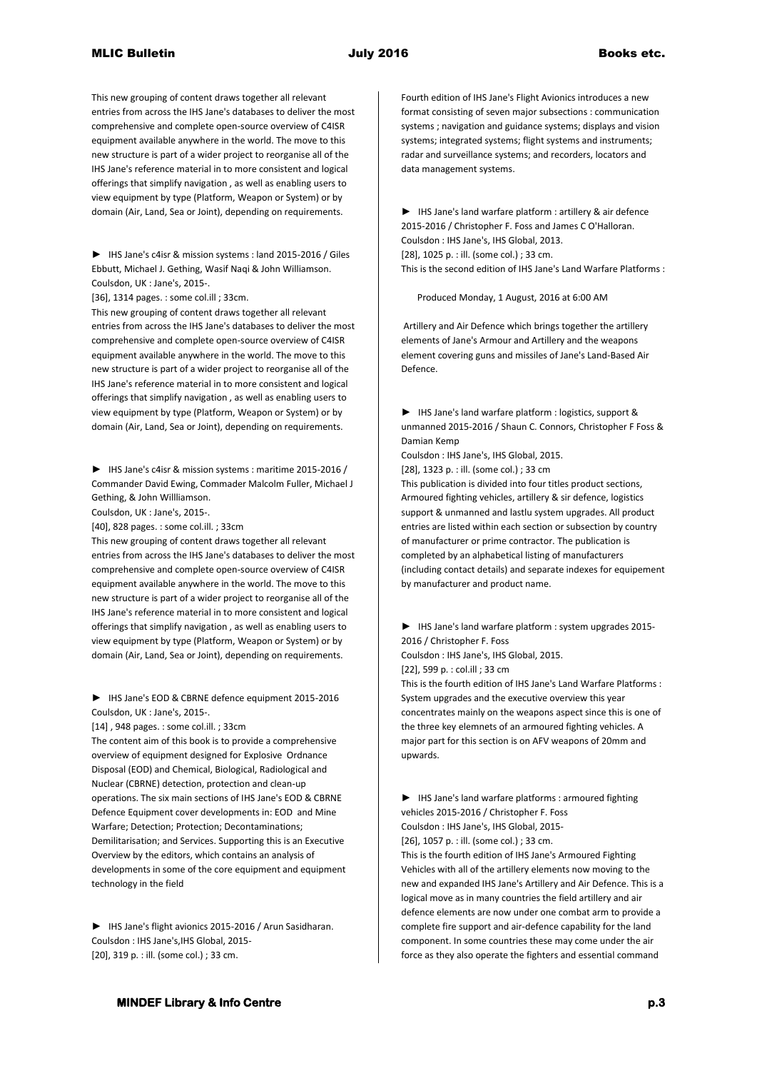This new grouping of content draws together all relevant entries from across the IHS Jane's databases to deliver the most comprehensive and complete open-source overview of C4ISR equipment available anywhere in the world. The move to this new structure is part of a wider project to reorganise all of the IHS Jane's reference material in to more consistent and logical offerings that simplify navigation , as well as enabling users to view equipment by type (Platform, Weapon or System) or by domain (Air, Land, Sea or Joint), depending on requirements.

► IHS Jane's c4isr & mission systems : land 2015-2016 / Giles Ebbutt, Michael J. Gething, Wasif Naqi & John Williamson.
Coulsdon, UK : Jane's, 2015-.
[36], 1314 pages. : some col.ill ; 33cm.
This new grouping of content draws together all relevant entries from across the IHS Jane's databases to deliver the most comprehensive and complete open-source overview of C4ISR equipment available anywhere in the world. The move to this new structure is part of a wider project to reorganise all of the IHS Jane's reference material in to more consistent and logical offerings that simplify navigation , as well as enabling users to view equipment by type (Platform, Weapon or System) or by domain (Air, Land, Sea or Joint), depending on requirements.

► IHS Jane's c4isr & mission systems : maritime 2015-2016 / Commander David Ewing, Commader Malcolm Fuller, Michael J Gething, & John Willliamson.
Coulsdon, UK : Jane's, 2015-.
[40], 828 pages. : some col.ill. ; 33cm
This new grouping of content draws together all relevant entries from across the IHS Jane's databases to deliver the most comprehensive and complete open-source overview of C4ISR equipment available anywhere in the world. The move to this new structure is part of a wider project to reorganise all of the IHS Jane's reference material in to more consistent and logical offerings that simplify navigation , as well as enabling users to view equipment by type (Platform, Weapon or System) or by domain (Air, Land, Sea or Joint), depending on requirements.

► IHS Jane's EOD & CBRNE defence equipment 2015-2016
Coulsdon, UK : Jane's, 2015-.
[14] , 948 pages. : some col.ill. ; 33cm
The content aim of this book is to provide a comprehensive overview of equipment designed for Explosive Ordnance Disposal (EOD) and Chemical, Biological, Radiological and Nuclear (CBRNE) detection, protection and clean-up operations. The six main sections of IHS Jane's EOD & CBRNE Defence Equipment cover developments in: EOD and Mine Warfare; Detection; Protection; Decontaminations; Demilitarisation; and Services. Supporting this is an Executive Overview by the editors, which contains an analysis of developments in some of the core equipment and equipment technology in the field

► IHS Jane's flight avionics 2015-2016 / Arun Sasidharan.
Coulsdon : IHS Jane's,IHS Global, 2015-
[20], 319 p. : ill. (some col.) ; 33 cm.
Fourth edition of IHS Jane's Flight Avionics introduces a new format consisting of seven major subsections : communication systems ; navigation and guidance systems; displays and vision systems; integrated systems; flight systems and instruments; radar and surveillance systems; and recorders, locators and data management systems.

► IHS Jane's land warfare platform : artillery & air defence 2015-2016 / Christopher F. Foss and James C O'Halloran.
Coulsdon : IHS Jane's, IHS Global, 2013.
[28], 1025 p. : ill. (some col.) ; 33 cm.
This is the second edition of IHS Jane's Land Warfare Platforms : Artillery and Air Defence which brings together the artillery elements of Jane's Armour and Artillery and the weapons element covering guns and missiles of Jane's Land-Based Air Defence.

► IHS Jane's land warfare platform : logistics, support & unmanned 2015-2016 / Shaun C. Connors, Christopher F Foss & Damian Kemp
Coulsdon : IHS Jane's, IHS Global, 2015.
[28], 1323 p. : ill. (some col.) ; 33 cm
This publication is divided into four titles product sections, Armoured fighting vehicles, artillery & sir defence, logistics support & unmanned and lastlu system upgrades. All product entries are listed within each section or subsection by country of manufacturer or prime contractor. The publication is completed by an alphabetical listing of manufacturers (including contact details) and separate indexes for equipement by manufacturer and product name.

► IHS Jane's land warfare platform : system upgrades 2015-2016 / Christopher F. Foss
Coulsdon : IHS Jane's, IHS Global, 2015.
[22], 599 p. : col.ill ; 33 cm
This is the fourth edition of IHS Jane's Land Warfare Platforms : System upgrades and the executive overview this year concentrates mainly on the weapons aspect since this is one of the three key elemnets of an armoured fighting vehicles. A major part for this section is on AFV weapons of 20mm and upwards.

► IHS Jane's land warfare platforms : armoured fighting vehicles 2015-2016 / Christopher F. Foss
Coulsdon : IHS Jane's, IHS Global, 2015-
[26], 1057 p. : ill. (some col.) ; 33 cm.
This is the fourth edition of IHS Jane's Armoured Fighting Vehicles with all of the artillery elements now moving to the new and expanded IHS Jane's Artillery and Air Defence. This is a logical move as in many countries the field artillery and air defence elements are now under one combat arm to provide a complete fire support and air-defence capability for the land component. In some countries these may come under the air force as they also operate the fighters and essential command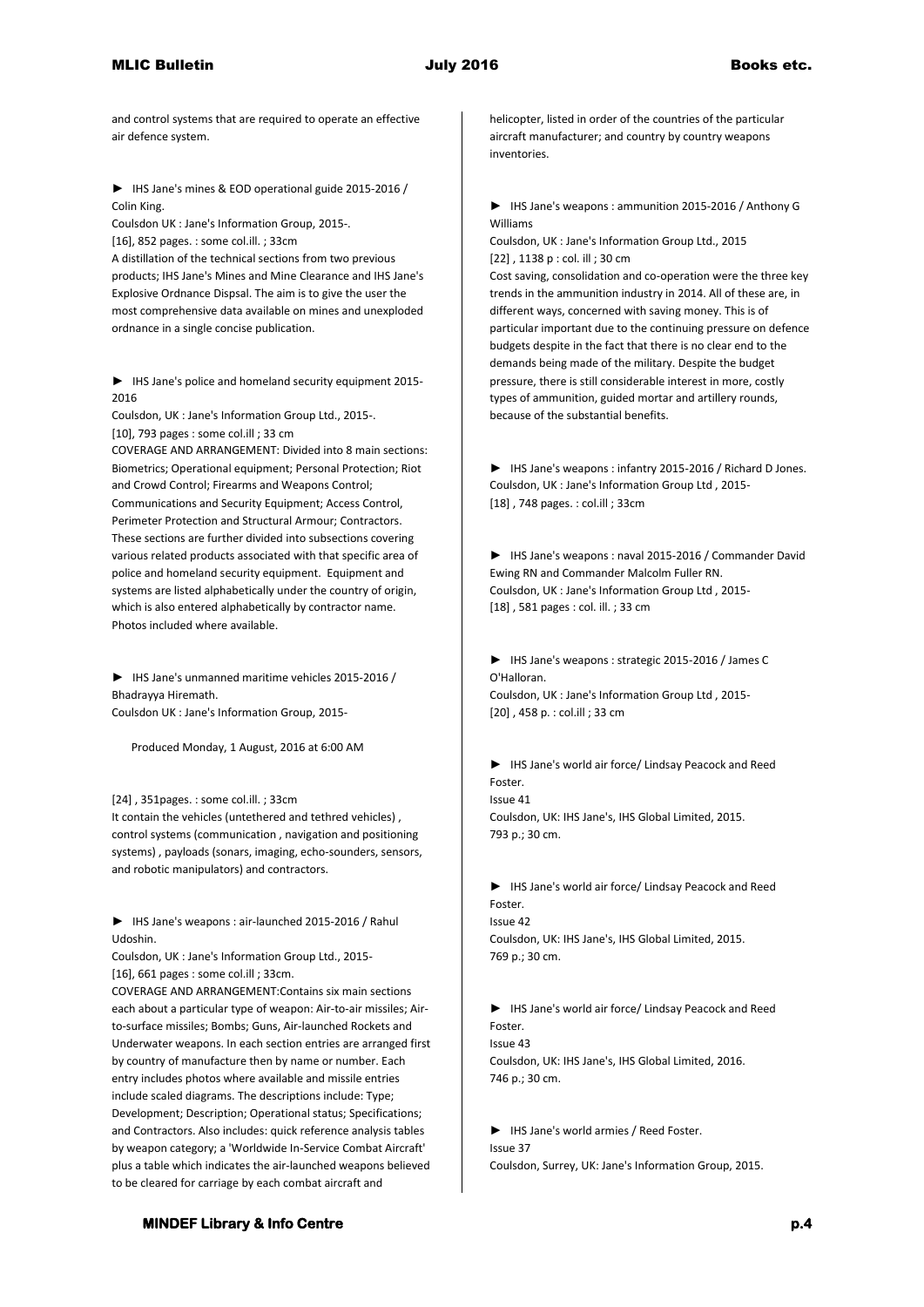and control systems that are required to operate an effective air defence system.

► IHS Jane's mines & EOD operational guide 2015-2016 / Colin King.
Coulsdon UK : Jane's Information Group, 2015-.
[16], 852 pages. : some col.ill. ; 33cm
A distillation of the technical sections from two previous products; IHS Jane's Mines and Mine Clearance and IHS Jane's Explosive Ordnance Dispsal. The aim is to give the user the most comprehensive data available on mines and unexploded ordnance in a single concise publication.

► IHS Jane's police and homeland security equipment 2015-2016
Coulsdon, UK : Jane's Information Group Ltd., 2015-.
[10], 793 pages : some col.ill ; 33 cm
COVERAGE AND ARRANGEMENT: Divided into 8 main sections: Biometrics; Operational equipment; Personal Protection; Riot and Crowd Control; Firearms and Weapons Control; Communications and Security Equipment; Access Control, Perimeter Protection and Structural Armour; Contractors. These sections are further divided into subsections covering various related products associated with that specific area of police and homeland security equipment. Equipment and systems are listed alphabetically under the country of origin, which is also entered alphabetically by contractor name. Photos included where available.

► IHS Jane's unmanned maritime vehicles 2015-2016 / Bhadrayya Hiremath.
Coulsdon UK : Jane's Information Group, 2015-

Produced Monday, 1 August, 2016 at 6:00 AM

[24] , 351pages. : some col.ill. ; 33cm
It contain the vehicles (untethered and tethred vehicles) , control systems (communication , navigation and positioning systems) , payloads (sonars, imaging, echo-sounders, sensors, and robotic manipulators) and contractors.

► IHS Jane's weapons : air-launched 2015-2016 / Rahul Udoshin.
Coulsdon, UK : Jane's Information Group Ltd., 2015-
[16], 661 pages : some col.ill ; 33cm.
COVERAGE AND ARRANGEMENT:Contains six main sections each about a particular type of weapon: Air-to-air missiles; Air-to-surface missiles; Bombs; Guns, Air-launched Rockets and Underwater weapons. In each section entries are arranged first by country of manufacture then by name or number. Each entry includes photos where available and missile entries include scaled diagrams. The descriptions include: Type; Development; Description; Operational status; Specifications; and Contractors. Also includes: quick reference analysis tables by weapon category; a 'Worldwide In-Service Combat Aircraft' plus a table which indicates the air-launched weapons believed to be cleared for carriage by each combat aircraft and helicopter, listed in order of the countries of the particular aircraft manufacturer; and country by country weapons inventories.

► IHS Jane's weapons : ammunition 2015-2016 / Anthony G Williams
Coulsdon, UK : Jane's Information Group Ltd., 2015
[22] , 1138 p : col. ill ; 30 cm
Cost saving, consolidation and co-operation were the three key trends in the ammunition industry in 2014. All of these are, in different ways, concerned with saving money. This is of particular important due to the continuing pressure on defence budgets despite in the fact that there is no clear end to the demands being made of the military. Despite the budget pressure, there is still considerable interest in more, costly types of ammunition, guided mortar and artillery rounds, because of the substantial benefits.

► IHS Jane's weapons : infantry 2015-2016 / Richard D Jones.
Coulsdon, UK : Jane's Information Group Ltd , 2015-
[18] , 748 pages. : col.ill ; 33cm

► IHS Jane's weapons : naval 2015-2016 / Commander David Ewing RN and Commander Malcolm Fuller RN.
Coulsdon, UK : Jane's Information Group Ltd , 2015-
[18] , 581 pages : col. ill. ; 33 cm

► IHS Jane's weapons : strategic 2015-2016 / James C O'Halloran.
Coulsdon, UK : Jane's Information Group Ltd , 2015-
[20] , 458 p. : col.ill ; 33 cm

► IHS Jane's world air force/ Lindsay Peacock and Reed Foster.
Issue 41
Coulsdon, UK: IHS Jane's, IHS Global Limited, 2015.
793 p.; 30 cm.

► IHS Jane's world air force/ Lindsay Peacock and Reed Foster.
Issue 42
Coulsdon, UK: IHS Jane's, IHS Global Limited, 2015.
769 p.; 30 cm.

► IHS Jane's world air force/ Lindsay Peacock and Reed Foster.
Issue 43
Coulsdon, UK: IHS Jane's, IHS Global Limited, 2016.
746 p.; 30 cm.

► IHS Jane's world armies / Reed Foster.
Issue 37
Coulsdon, Surrey, UK: Jane's Information Group, 2015.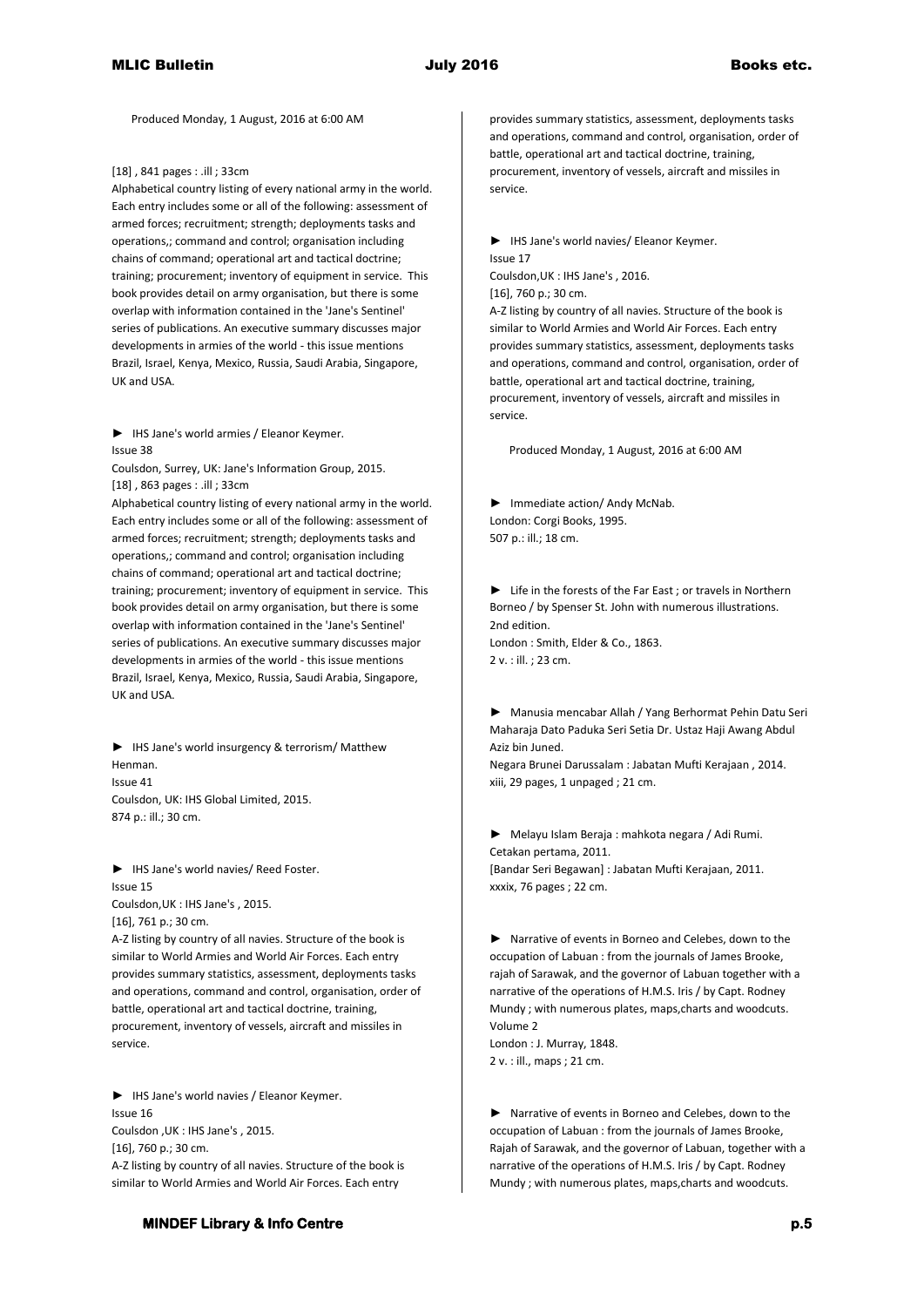Produced Monday, 1 August, 2016 at 6:00 AM

[18] , 841 pages : .ill ; 33cm
Alphabetical country listing of every national army in the world. Each entry includes some or all of the following: assessment of armed forces; recruitment; strength; deployments tasks and operations,; command and control; organisation including chains of command; operational art and tactical doctrine; training; procurement; inventory of equipment in service. This book provides detail on army organisation, but there is some overlap with information contained in the 'Jane's Sentinel' series of publications. An executive summary discusses major developments in armies of the world - this issue mentions Brazil, Israel, Kenya, Mexico, Russia, Saudi Arabia, Singapore, UK and USA.

► IHS Jane's world armies / Eleanor Keymer.
Issue 38
Coulsdon, Surrey, UK: Jane's Information Group, 2015.
[18] , 863 pages : .ill ; 33cm
Alphabetical country listing of every national army in the world. Each entry includes some or all of the following: assessment of armed forces; recruitment; strength; deployments tasks and operations,; command and control; organisation including chains of command; operational art and tactical doctrine; training; procurement; inventory of equipment in service. This book provides detail on army organisation, but there is some overlap with information contained in the 'Jane's Sentinel' series of publications. An executive summary discusses major developments in armies of the world - this issue mentions Brazil, Israel, Kenya, Mexico, Russia, Saudi Arabia, Singapore, UK and USA.

► IHS Jane's world insurgency & terrorism/ Matthew Henman.
Issue 41
Coulsdon, UK: IHS Global Limited, 2015.
874 p.: ill.; 30 cm.

► IHS Jane's world navies/ Reed Foster.
Issue 15
Coulsdon,UK : IHS Jane's , 2015.
[16], 761 p.; 30 cm.
A-Z listing by country of all navies. Structure of the book is similar to World Armies and World Air Forces. Each entry provides summary statistics, assessment, deployments tasks and operations, command and control, organisation, order of battle, operational art and tactical doctrine, training, procurement, inventory of vessels, aircraft and missiles in service.

► IHS Jane's world navies / Eleanor Keymer.
Issue 16
Coulsdon ,UK : IHS Jane's , 2015.
[16], 760 p.; 30 cm.
A-Z listing by country of all navies. Structure of the book is similar to World Armies and World Air Forces. Each entry provides summary statistics, assessment, deployments tasks and operations, command and control, organisation, order of battle, operational art and tactical doctrine, training, procurement, inventory of vessels, aircraft and missiles in service.

► IHS Jane's world navies/ Eleanor Keymer.
Issue 17
Coulsdon,UK : IHS Jane's , 2016.
[16], 760 p.; 30 cm.
A-Z listing by country of all navies. Structure of the book is similar to World Armies and World Air Forces. Each entry provides summary statistics, assessment, deployments tasks and operations, command and control, organisation, order of battle, operational art and tactical doctrine, training, procurement, inventory of vessels, aircraft and missiles in service.

Produced Monday, 1 August, 2016 at 6:00 AM

► Immediate action/ Andy McNab.
London: Corgi Books, 1995.
507 p.: ill.; 18 cm.

► Life in the forests of the Far East ; or travels in Northern Borneo / by Spenser St. John with numerous illustrations.
2nd edition.
London : Smith, Elder & Co., 1863.
2 v. : ill. ; 23 cm.

► Manusia mencabar Allah / Yang Berhormat Pehin Datu Seri Maharaja Dato Paduka Seri Setia Dr. Ustaz Haji Awang Abdul Aziz bin Juned.
Negara Brunei Darussalam : Jabatan Mufti Kerajaan , 2014.
xiii, 29 pages, 1 unpaged ; 21 cm.

► Melayu Islam Beraja : mahkota negara / Adi Rumi.
Cetakan pertama, 2011.
[Bandar Seri Begawan] : Jabatan Mufti Kerajaan, 2011.
xxxix, 76 pages ; 22 cm.

► Narrative of events in Borneo and Celebes, down to the occupation of Labuan : from the journals of James Brooke, rajah of Sarawak, and the governor of Labuan together with a narrative of the operations of H.M.S. Iris / by Capt. Rodney Mundy ; with numerous plates, maps,charts and woodcuts.
Volume 2
London : J. Murray, 1848.
2 v. : ill., maps ; 21 cm.

► Narrative of events in Borneo and Celebes, down to the occupation of Labuan : from the journals of James Brooke, Rajah of Sarawak, and the governor of Labuan, together with a narrative of the operations of H.M.S. Iris / by Capt. Rodney Mundy ; with numerous plates, maps,charts and woodcuts.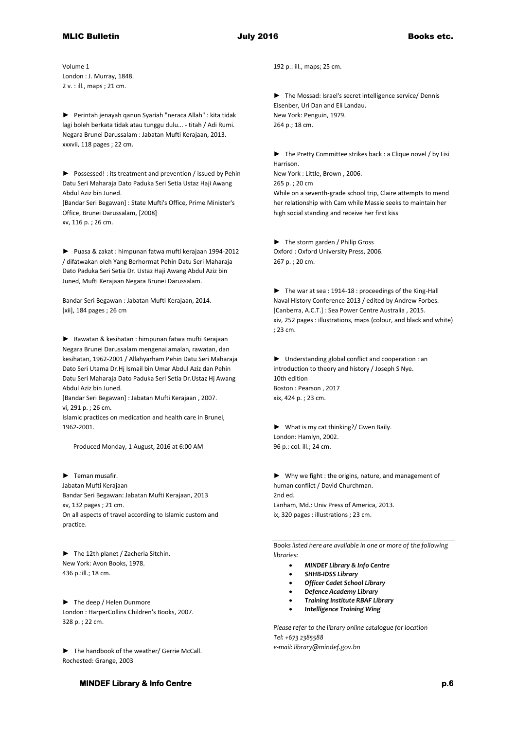Volume 1
London : J. Murray, 1848.
2 v. : ill., maps ; 21 cm.

► Perintah jenayah qanun Syariah "neraca Allah" : kita tidak lagi boleh berkata tidak atau tunggu dulu... - titah / Adi Rumi.
Negara Brunei Darussalam : Jabatan Mufti Kerajaan, 2013.
xxxvii, 118 pages ; 22 cm.

► Possessed! : its treatment and prevention / issued by Pehin Datu Seri Maharaja Dato Paduka Seri Setia Ustaz Haji Awang Abdul Aziz bin Juned.
[Bandar Seri Begawan] : State Mufti's Office, Prime Minister's Office, Brunei Darussalam, [2008]
xv, 116 p. ; 26 cm.

► Puasa & zakat : himpunan fatwa mufti kerajaan 1994-2012 / difatwakan oleh Yang Berhormat Pehin Datu Seri Maharaja Dato Paduka Seri Setia Dr. Ustaz Haji Awang Abdul Aziz bin Juned, Mufti Kerajaan Negara Brunei Darussalam.

Bandar Seri Begawan : Jabatan Mufti Kerajaan, 2014.
[xii], 184 pages ; 26 cm

► Rawatan & kesihatan : himpunan fatwa mufti Kerajaan Negara Brunei Darussalam mengenai amalan, rawatan, dan kesihatan, 1962-2001 / Allahyarham Pehin Datu Seri Maharaja Dato Seri Utama Dr.Hj Ismail bin Umar Abdul Aziz dan Pehin Datu Seri Maharaja Dato Paduka Seri Setia Dr.Ustaz Hj Awang Abdul Aziz bin Juned.
[Bandar Seri Begawan] : Jabatan Mufti Kerajaan , 2007.
vi, 291 p. ; 26 cm.
Islamic practices on medication and health care in Brunei, 1962-2001.

Produced Monday, 1 August, 2016 at 6:00 AM

► Teman musafir.
Jabatan Mufti Kerajaan
Bandar Seri Begawan: Jabatan Mufti Kerajaan, 2013
xv, 132 pages ; 21 cm.
On all aspects of travel according to Islamic custom and practice.

► The 12th planet / Zacheria Sitchin.
New York: Avon Books, 1978.
436 p.:ill.; 18 cm.

► The deep / Helen Dunmore
London : HarperCollins Children's Books, 2007.
328 p. ; 22 cm.

► The handbook of the weather/ Gerrie McCall.
Rochested: Grange, 2003
192 p.: ill., maps; 25 cm.

► The Mossad: Israel's secret intelligence service/ Dennis Eisenber, Uri Dan and Eli Landau.
New York: Penguin, 1979.
264 p.; 18 cm.

► The Pretty Committee strikes back : a Clique novel / by Lisi Harrison.
New York : Little, Brown , 2006.
265 p. ; 20 cm
While on a seventh-grade school trip, Claire attempts to mend her relationship with Cam while Massie seeks to maintain her high social standing and receive her first kiss

► The storm garden / Philip Gross
Oxford : Oxford University Press, 2006.
267 p. ; 20 cm.

► The war at sea : 1914-18 : proceedings of the King-Hall Naval History Conference 2013 / edited by Andrew Forbes.
[Canberra, A.C.T.] : Sea Power Centre Australia , 2015.
xiv, 252 pages : illustrations, maps (colour, and black and white) ; 23 cm.

► Understanding global conflict and cooperation : an introduction to theory and history / Joseph S Nye.
10th edition
Boston : Pearson , 2017
xix, 424 p. ; 23 cm.

► What is my cat thinking?/ Gwen Baily.
London: Hamlyn, 2002.
96 p.: col. ill.; 24 cm.

► Why we fight : the origins, nature, and management of human conflict / David Churchman.
2nd ed.
Lanham, Md.: Univ Press of America, 2013.
ix, 320 pages : illustrations ; 23 cm.

*Books listed here are available in one or more of the following libraries:*

- ***MINDEF Library & Info Centre***
- ***SHHB-IDSS Library***
- ***Officer Cadet School Library***
- ***Defence Academy Library***
- ***Training Institute RBAF Library***
- ***Intelligence Training Wing***

*Please refer to the library online catalogue for location*
*Tel: +673 2385588*
*e-mail: library@mindef.gov.bn*